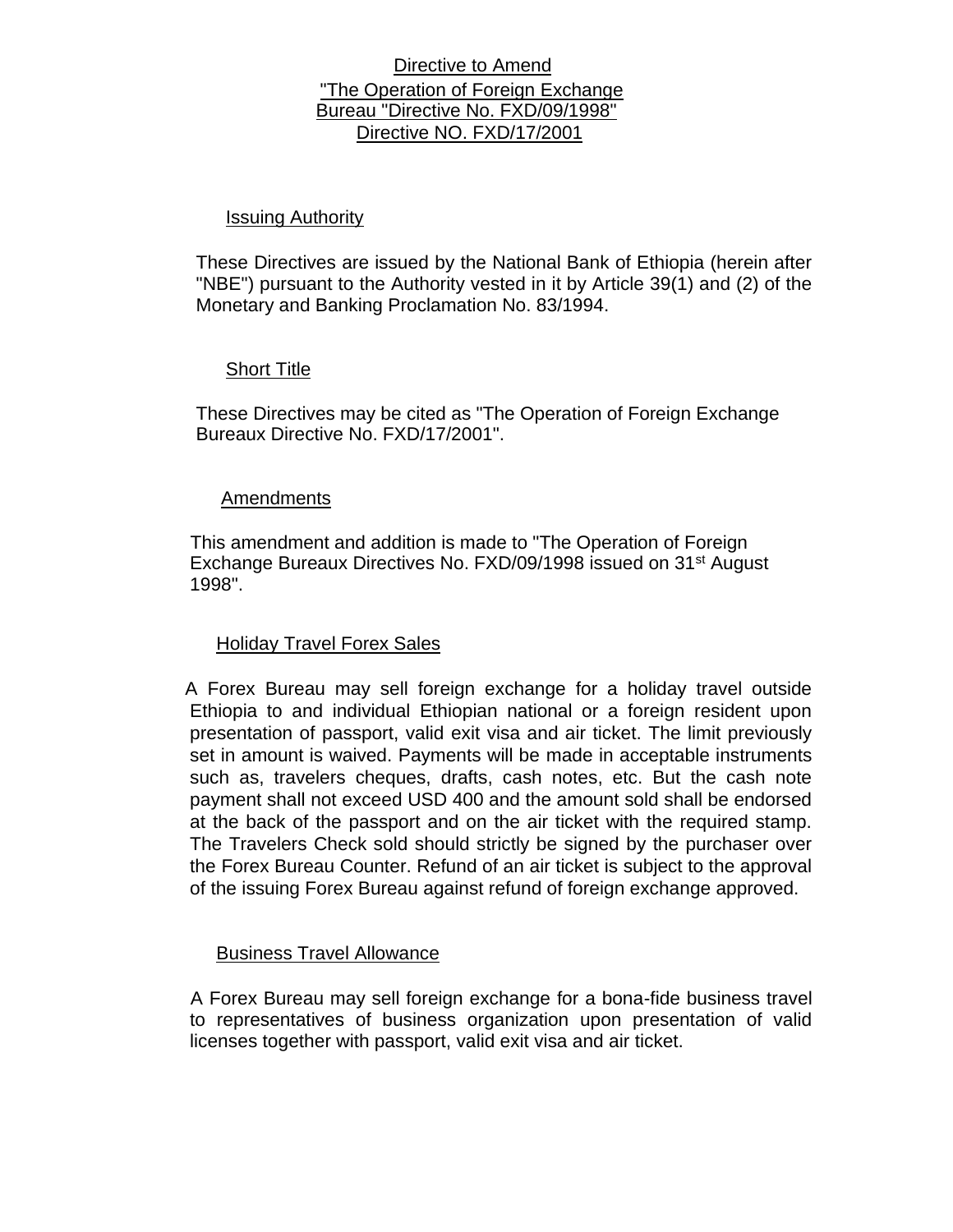# Directive to Amend "The Operation of Foreign Exchange Bureau "Directive No. FXD/09/1998" Directive NO. FXD/17/2001

## Issuing Authority

These Directives are issued by the National Bank of Ethiopia (herein after "NBE") pursuant to the Authority vested in it by Article 39(1) and (2) of the Monetary and Banking Proclamation No. 83/1994.

## Short Title

These Directives may be cited as "The Operation of Foreign Exchange Bureaux Directive No. FXD/17/2001".

## Amendments

This amendment and addition is made to "The Operation of Foreign Exchange Bureaux Directives No. FXD/09/1998 issued on 31st August 1998".

## Holiday Travel Forex Sales

A Forex Bureau may sell foreign exchange for a holiday travel outside Ethiopia to and individual Ethiopian national or a foreign resident upon presentation of passport, valid exit visa and air ticket. The limit previously set in amount is waived. Payments will be made in acceptable instruments such as, travelers cheques, drafts, cash notes, etc. But the cash note payment shall not exceed USD 400 and the amount sold shall be endorsed at the back of the passport and on the air ticket with the required stamp. The Travelers Check sold should strictly be signed by the purchaser over the Forex Bureau Counter. Refund of an air ticket is subject to the approval of the issuing Forex Bureau against refund of foreign exchange approved.

## Business Travel Allowance

A Forex Bureau may sell foreign exchange for a bona-fide business travel to representatives of business organization upon presentation of valid licenses together with passport, valid exit visa and air ticket.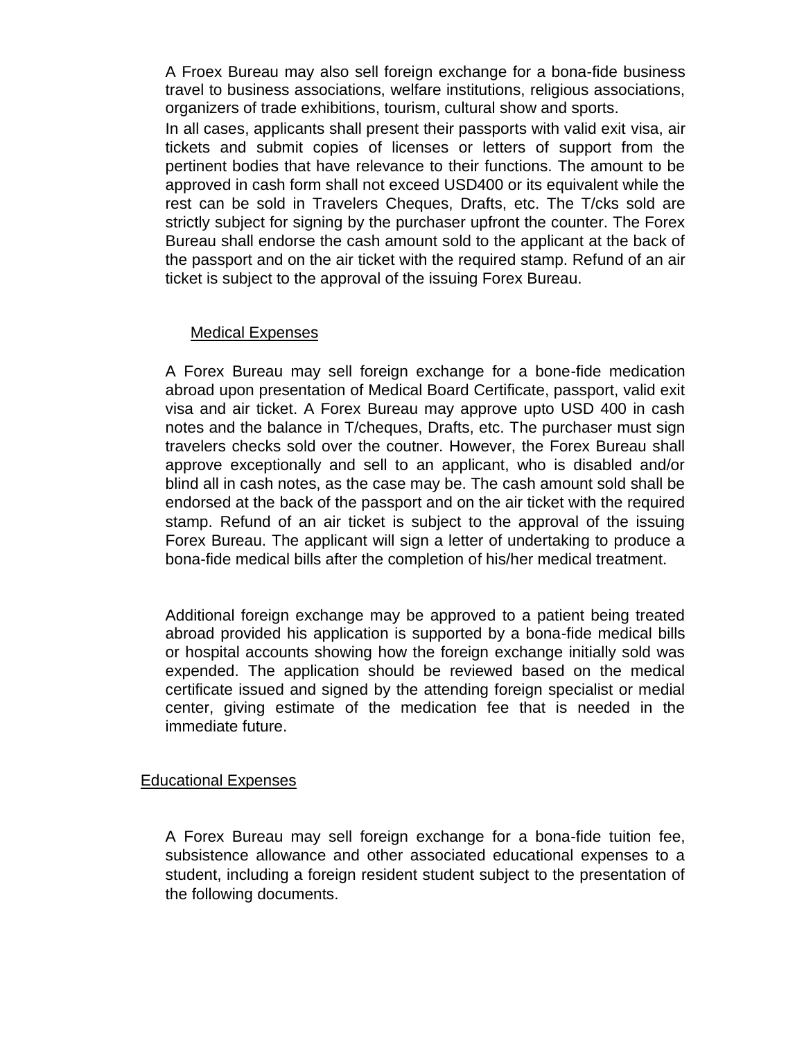A Froex Bureau may also sell foreign exchange for a bona-fide business travel to business associations, welfare institutions, religious associations, organizers of trade exhibitions, tourism, cultural show and sports.

In all cases, applicants shall present their passports with valid exit visa, air tickets and submit copies of licenses or letters of support from the pertinent bodies that have relevance to their functions. The amount to be approved in cash form shall not exceed USD400 or its equivalent while the rest can be sold in Travelers Cheques, Drafts, etc. The T/cks sold are strictly subject for signing by the purchaser upfront the counter. The Forex Bureau shall endorse the cash amount sold to the applicant at the back of the passport and on the air ticket with the required stamp. Refund of an air ticket is subject to the approval of the issuing Forex Bureau.

## Medical Expenses

A Forex Bureau may sell foreign exchange for a bone-fide medication abroad upon presentation of Medical Board Certificate, passport, valid exit visa and air ticket. A Forex Bureau may approve upto USD 400 in cash notes and the balance in T/cheques, Drafts, etc. The purchaser must sign travelers checks sold over the coutner. However, the Forex Bureau shall approve exceptionally and sell to an applicant, who is disabled and/or blind all in cash notes, as the case may be. The cash amount sold shall be endorsed at the back of the passport and on the air ticket with the required stamp. Refund of an air ticket is subject to the approval of the issuing Forex Bureau. The applicant will sign a letter of undertaking to produce a bona-fide medical bills after the completion of his/her medical treatment.

Additional foreign exchange may be approved to a patient being treated abroad provided his application is supported by a bona-fide medical bills or hospital accounts showing how the foreign exchange initially sold was expended. The application should be reviewed based on the medical certificate issued and signed by the attending foreign specialist or medial center, giving estimate of the medication fee that is needed in the immediate future.

## Educational Expenses

A Forex Bureau may sell foreign exchange for a bona-fide tuition fee, subsistence allowance and other associated educational expenses to a student, including a foreign resident student subject to the presentation of the following documents.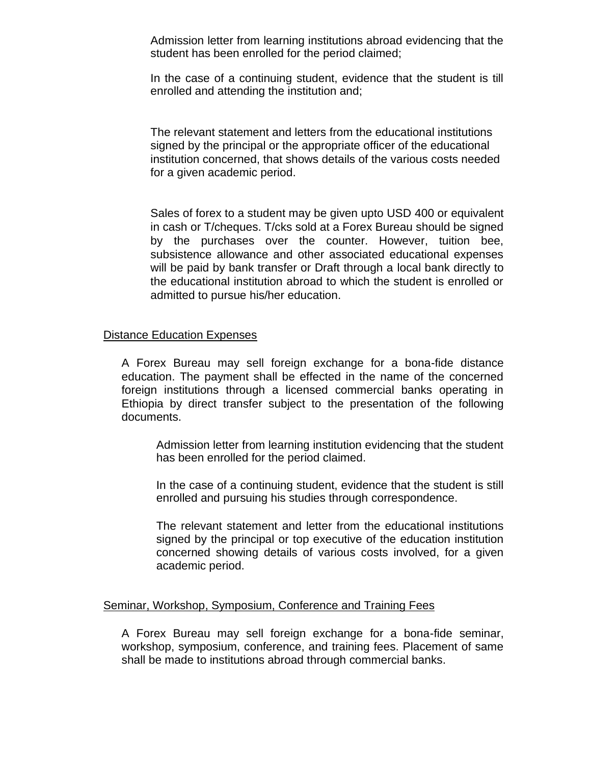Admission letter from learning institutions abroad evidencing that the student has been enrolled for the period claimed;

In the case of a continuing student, evidence that the student is till enrolled and attending the institution and;

The relevant statement and letters from the educational institutions signed by the principal or the appropriate officer of the educational institution concerned, that shows details of the various costs needed for a given academic period.

Sales of forex to a student may be given upto USD 400 or equivalent in cash or T/cheques. T/cks sold at a Forex Bureau should be signed by the purchases over the counter. However, tuition bee, subsistence allowance and other associated educational expenses will be paid by bank transfer or Draft through a local bank directly to the educational institution abroad to which the student is enrolled or admitted to pursue his/her education.

<u>Distance Education Expenses</u>

A Forex Bureau may sell foreign exchange for a bona-fide distance education. The payment shall be effected in the name of the concerned foreign institutions through a licensed commercial banks operating in Ethiopia by direct transfer subject to the presentation of the following documents.

Admission letter from learning institution evidencing that the student has been enrolled for the period claimed.

In the case of a continuing student, evidence that the student is still enrolled and pursuing his studies through correspondence.

The relevant statement and letter from the educational institutions signed by the principal or top executive of the education institution concerned showing details of various costs involved, for a given academic period.

<u>Seminar, Workshop, Symposium, Conference and Training Fees</u>

A Forex Bureau may sell foreign exchange for a bona-fide seminar, workshop, symposium, conference, and training fees. Placement of same shall be made to institutions abroad through commercial banks.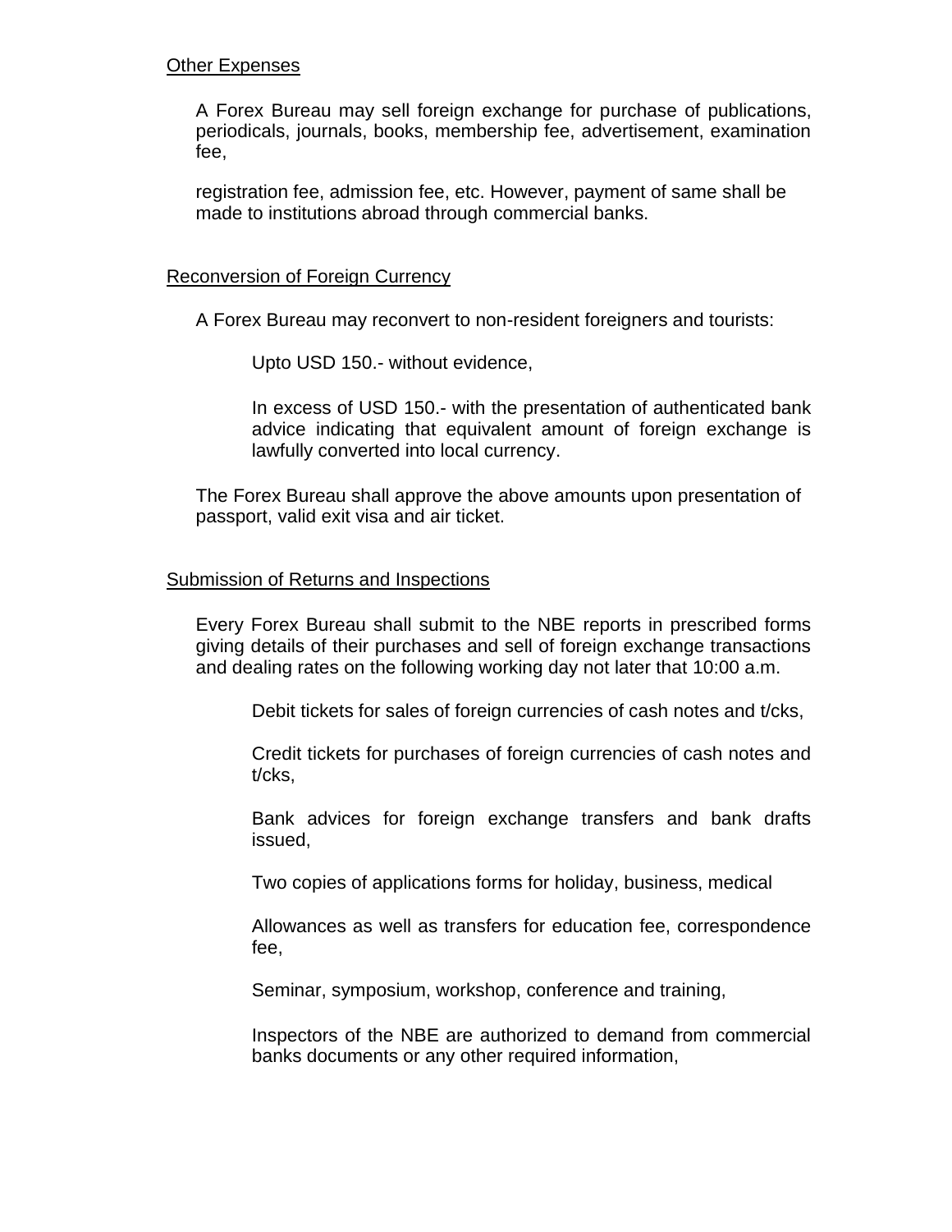Other Expenses

A Forex Bureau may sell foreign exchange for purchase of publications, periodicals, journals, books, membership fee, advertisement, examination fee,

registration fee, admission fee, etc. However, payment of same shall be made to institutions abroad through commercial banks.

Reconversion of Foreign Currency

A Forex Bureau may reconvert to non-resident foreigners and tourists:

Upto USD 150.- without evidence,

In excess of USD 150.- with the presentation of authenticated bank advice indicating that equivalent amount of foreign exchange is lawfully converted into local currency.

The Forex Bureau shall approve the above amounts upon presentation of passport, valid exit visa and air ticket.

Submission of Returns and Inspections

Every Forex Bureau shall submit to the NBE reports in prescribed forms giving details of their purchases and sell of foreign exchange transactions and dealing rates on the following working day not later that 10:00 a.m.

Debit tickets for sales of foreign currencies of cash notes and t/cks,

Credit tickets for purchases of foreign currencies of cash notes and t/cks,

Bank advices for foreign exchange transfers and bank drafts issued,

Two copies of applications forms for holiday, business, medical

Allowances as well as transfers for education fee, correspondence fee,

Seminar, symposium, workshop, conference and training,

Inspectors of the NBE are authorized to demand from commercial banks documents or any other required information,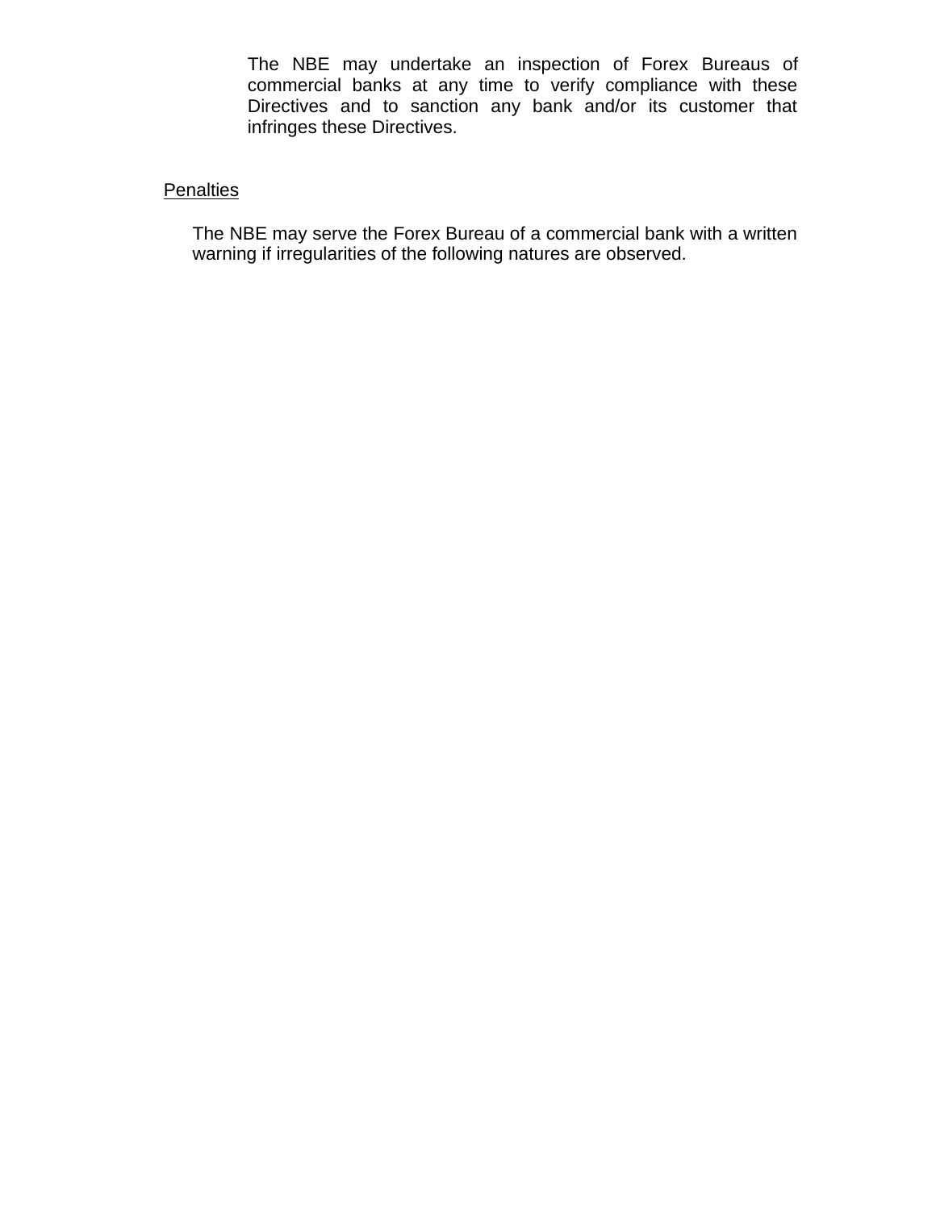The NBE may undertake an inspection of Forex Bureaus of commercial banks at any time to verify compliance with these Directives and to sanction any bank and/or its customer that infringes these Directives.

## Penalties

The NBE may serve the Forex Bureau of a commercial bank with a written warning if irregularities of the following natures are observed.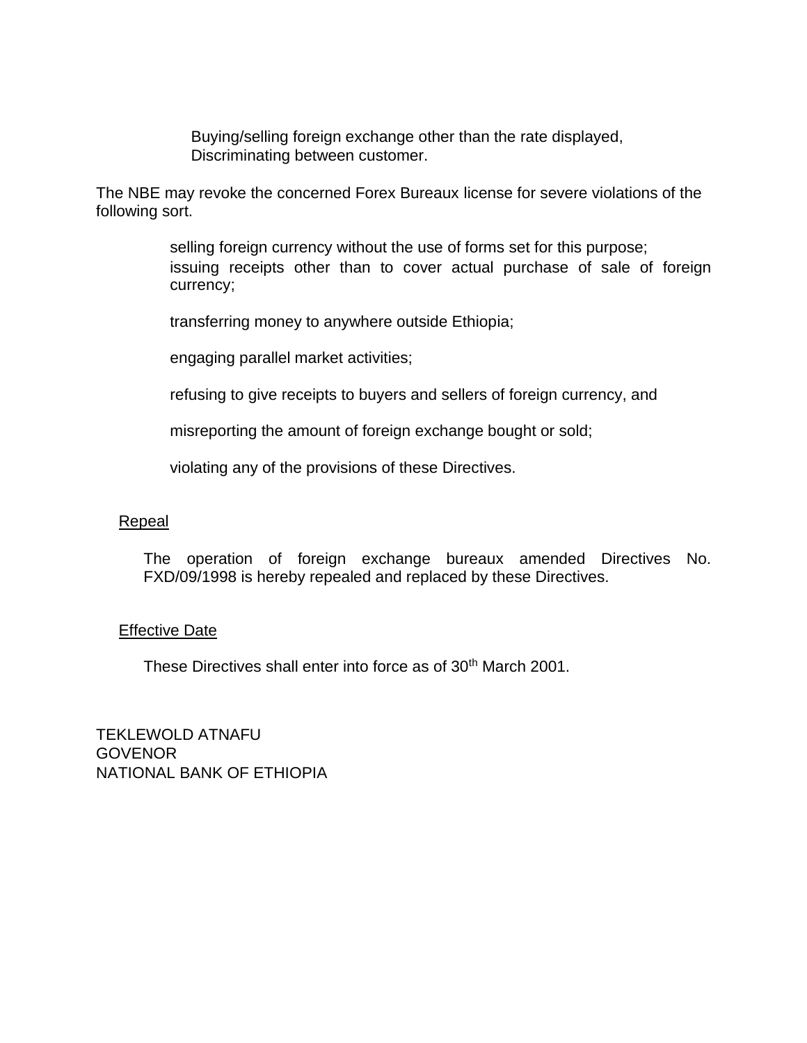Buying/selling foreign exchange other than the rate displayed,
Discriminating between customer.

The NBE may revoke the concerned Forex Bureaux license for severe violations of the following sort.

selling foreign currency without the use of forms set for this purpose;
issuing receipts other than to cover actual purchase of sale of foreign currency;

transferring money to anywhere outside Ethiopia;

engaging parallel market activities;

refusing to give receipts to buyers and sellers of foreign currency, and

misreporting the amount of foreign exchange bought or sold;

violating any of the provisions of these Directives.

Repeal

The operation of foreign exchange bureaux amended Directives No. FXD/09/1998 is hereby repealed and replaced by these Directives.

Effective Date

These Directives shall enter into force as of 30th March 2001.

TEKLEWOLD ATNAFU
GOVENOR
NATIONAL BANK OF ETHIOPIA